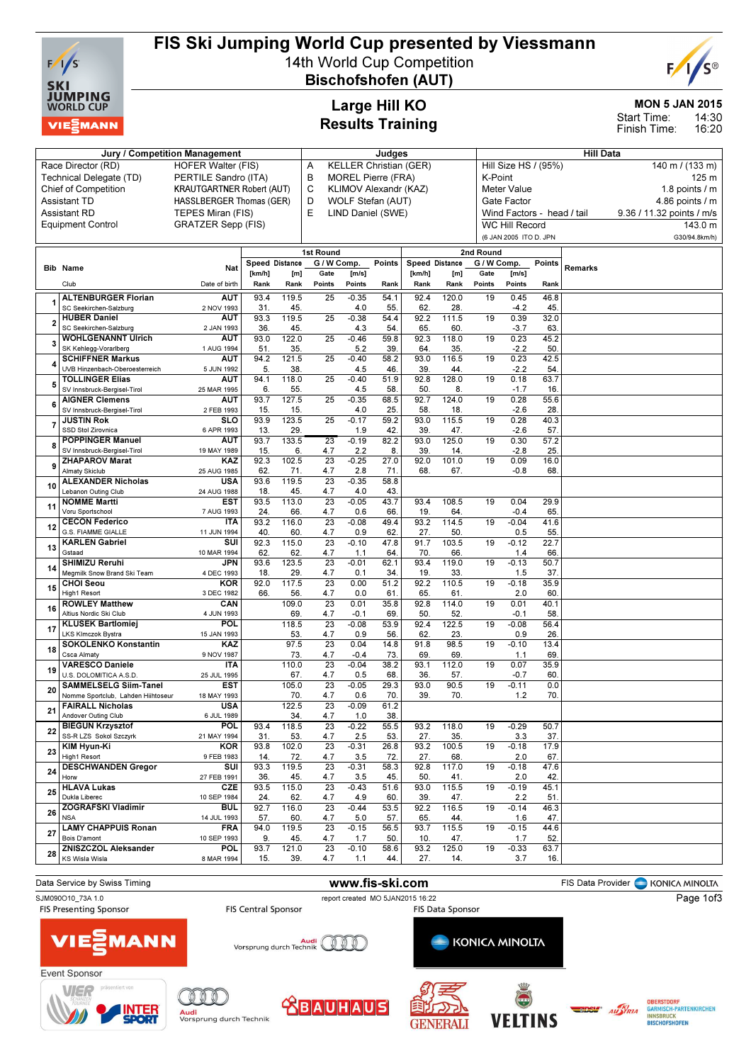# FIS Ski Jumping World Cup presented by Viessmann

## 14th World Cup Competition
## Bischofshofen (AUT)

## Large Hill KO
## Results Training

MON 5 JAN 2015
Start Time: 14:30
Finish Time: 16:20

| Jury / Competition Management | | Judges | | Hill Data | |
|---|---|---|---|---|---|
| Race Director (RD) | HOFER Walter (FIS) | A | KELLER Christian (GER) | Hill Size HS / (95%) | 140 m / (133 m) |
| Technical Delegate (TD) | PERTILE Sandro (ITA) | B | MOREL Pierre (FRA) | K-Point | 125 m |
| Chief of Competition | KRAUTGARTNER Robert (AUT) | C | KLIMOV Alexandr (KAZ) | Meter Value | 1.8 points / m |
| Assistant TD | HASSLBERGER Thomas (GER) | D | WOLF Stefan (AUT) | Gate Factor | 4.86 points / m |
| Assistant RD | TEPES Miran (FIS) | E | LIND Daniel (SWE) | Wind Factors - head / tail | 9.36 / 11.32 points / m/s |
| Equipment Control | GRATZER Sepp (FIS) | | | WC Hill Record | 143.0 m |
| | | | | (6 JAN 2005 ITO D. JPN | G30/94.8km/h) |

| Bib | Name / Club | Nat / Date of birth | 1st Round Speed [km/h] Rank | Distance [m] Rank | Gate / Gate Points | Wind [m/s] / Points | Points / Rank | 2nd Round Speed [km/h] Rank | Distance [m] Rank | Gate / Gate Points | Wind [m/s] / Points | Points / Rank | Remarks |
|---|---|---|---|---|---|---|---|---|---|---|---|---|---|
| 1 | ALTENBURGER Florian / SC Seekirchen-Salzburg | AUT / 2 NOV 1993 | 93.4 / 31. | 119.5 / 45. | 25 / | -0.35 / 4.0 | 54.1 / 55. | 92.4 / 62. | 120.0 / 28. | 19 / | 0.45 / -4.2 | 46.8 / 45. | |
| 2 | HUBER Daniel / SC Seekirchen-Salzburg | AUT / 2 JAN 1993 | 93.3 / 36. | 119.5 / 45. | 25 / | -0.38 / 4.3 | 54.4 / 54. | 92.2 / 65. | 111.5 / 60. | 19 / | 0.39 / -3.7 | 32.0 / 63. | |
| 3 | WOHLGENANNT Ulrich / SK Kehlegg-Vorarlberg | AUT / 1 AUG 1994 | 93.0 / 51. | 122.0 / 35. | 25 / | -0.46 / 5.2 | 59.8 / 39. | 92.3 / 64. | 118.0 / 35. | 19 / | 0.23 / -2.2 | 45.2 / 50. | |
| 4 | SCHIFFNER Markus / UVB Hinzenbach-Oberoesterreich | AUT / 5 JUN 1992 | 94.2 / 5. | 121.5 / 38. | 25 / | -0.40 / 4.5 | 58.2 / 46. | 93.0 / 39. | 116.5 / 44. | 19 / | 0.23 / -2.2 | 42.5 / 54. | |
| 5 | TOLLINGER Elias / SV Innsbruck-Bergisel-Tirol | AUT / 25 MAR 1995 | 94.1 / 6. | 118.0 / 55. | 25 / | -0.40 / 4.5 | 51.9 / 58. | 92.8 / 50. | 128.0 / 8. | 19 / | 0.18 / -1.7 | 63.7 / 16. | |
| 6 | AIGNER Clemens / SV Innsbruck-Bergisel-Tirol | AUT / 2 FEB 1993 | 93.7 / 15. | 127.5 / 15. | 25 / | -0.35 / 4.0 | 68.5 / 25. | 92.7 / 58. | 124.0 / 18. | 19 / | 0.28 / -2.6 | 55.6 / 28. | |
| 7 | JUSTIN Rok / SSD Stol Zirovnica | SLO / 6 APR 1993 | 93.9 / 13. | 123.5 / 29. | 25 / | -0.17 / 1.9 | 59.2 / 42. | 93.0 / 39. | 115.5 / 47. | 19 / | 0.28 / -2.6 | 40.3 / 57. | |
| 8 | POPPINGER Manuel / SV Innsbruck-Bergisel-Tirol | AUT / 19 MAY 1989 | 93.7 / 15. | 133.5 / 6. | 23 / 4.7 | -0.19 / 2.2 | 82.2 / 8. | 93.0 / 39. | 125.0 / 14. | 19 / | 0.30 / -2.8 | 57.2 / 25. | |
| 9 | ZHAPAROV Marat / Almaty Skiclub | KAZ / 25 AUG 1985 | 92.3 / 62. | 102.5 / 71. | 23 / 4.7 | -0.25 / 2.8 | 27.0 / 71. | 92.0 / 68. | 101.0 / 67. | 19 / | 0.09 / -0.8 | 16.0 / 68. | |
| 10 | ALEXANDER Nicholas / Lebanon Outing Club | USA / 24 AUG 1988 | 93.6 / 18. | 119.5 / 45. | 23 / 4.7 | -0.35 / 4.0 | 58.8 / 43. | | | | | | |
| 11 | NOMME Martti / Voru Sportschool | EST / 7 AUG 1993 | 93.5 / 24. | 113.0 / 66. | 23 / 4.7 | -0.05 / 0.6 | 43.7 / 66. | 93.4 / 19. | 108.5 / 64. | 19 / | 0.04 / -0.4 | 29.9 / 65. | |
| 12 | CECON Federico / G.S. FIAMME GIALLE | ITA / 11 JUN 1994 | 93.2 / 40. | 116.0 / 60. | 23 / 4.7 | -0.08 / 0.9 | 49.4 / 62. | 93.2 / 27. | 114.5 / 50. | 19 / | -0.04 / 0.5 | 41.6 / 55. | |
| 13 | KARLEN Gabriel / Gstaad | SUI / 10 MAR 1994 | 92.3 / 62. | 115.0 / 62. | 23 / 4.7 | -0.10 / 1.1 | 47.8 / 64. | 91.7 / 70. | 103.5 / 66. | 19 / | -0.12 / 1.4 | 22.7 / 66. | |
| 14 | SHIMIZU Reruhi / Megmilk Snow Brand Ski Team | JPN / 4 DEC 1993 | 93.6 / 18. | 123.5 / 29. | 23 / 4.7 | -0.01 / 0.1 | 62.1 / 34. | 93.4 / 19. | 119.0 / 33. | 19 / | -0.13 / 1.5 | 50.7 / 37. | |
| 15 | CHOI Seou / High1 Resort | KOR / 3 DEC 1982 | 92.0 / 66. | 117.5 / 56. | 23 / 4.7 | 0.00 / 0.0 | 51.2 / 61. | 92.2 / 65. | 110.5 / 61. | 19 / | -0.18 / 2.0 | 35.9 / 60. | |
| 16 | ROWLEY Matthew / Altius Nordic Ski Club | CAN / 4 JUN 1993 | | 109.0 / 69. | 23 / 4.7 | 0.01 / -0.1 | 35.8 / 69. | 92.8 / 50. | 114.0 / 52. | 19 / | 0.01 / -0.1 | 40.1 / 58. | |
| 17 | KLUSEK Bartlomiej / LKS Klmczok Bystra | POL / 15 JAN 1993 | | 118.5 / 53. | 23 / 4.7 | -0.08 / 0.9 | 53.9 / 56. | 92.4 / 62. | 122.5 / 23. | 19 / | -0.08 / 0.9 | 56.4 / 26. | |
| 18 | SOKOLENKO Konstantin / Csca Almaty | KAZ / 9 NOV 1987 | | 97.5 / 73. | 23 / 4.7 | 0.04 / -0.4 | 14.8 / 73. | 91.8 / 69. | 98.5 / 69. | 19 / | -0.10 / 1.1 | 13.4 / 69. | |
| 19 | VARESCO Daniele / U.S. DOLOMITICA A.S.D. | ITA / 25 JUL 1995 | | 110.0 / 67. | 23 / 4.7 | -0.04 / 0.5 | 38.2 / 68. | 93.1 / 36. | 112.0 / 57. | 19 / | 0.07 / -0.7 | 35.9 / 60. | |
| 20 | SAMMELSELG Siim-Tanel / Nomme Sportclub, Lahden Hiihtoseur | EST / 18 MAY 1993 | | 105.0 / 70. | 23 / 4.7 | -0.05 / 0.6 | 29.3 / 70. | 93.0 / 39. | 90.5 / 70. | 19 / | -0.11 / 1.2 | 0.0 / 70. | |
| 21 | FAIRALL Nicholas / Andover Outing Club | USA / 6 JUL 1989 | | 122.5 / 34. | 23 / 4.7 | -0.09 / 1.0 | 61.2 / 38. | | | | | | |
| 22 | BIEGUN Krzysztof / SS-R LZS Sokol Szczyrk | POL / 21 MAY 1994 | 93.4 / 31. | 118.5 / 53. | 23 / 4.7 | -0.22 / 2.5 | 55.5 / 53. | 93.2 / 27. | 118.0 / 35. | 19 / | -0.29 / 3.3 | 50.7 / 37. | |
| 23 | KIM Hyun-Ki / High1 Resort | KOR / 9 FEB 1983 | 93.8 / 14. | 102.0 / 72. | 23 / 4.7 | -0.31 / 3.5 | 26.8 / 72. | 93.2 / 27. | 100.5 / 68. | 19 / | -0.18 / 2.0 | 17.9 / 67. | |
| 24 | DESCHWANDEN Gregor / Horw | SUI / 27 FEB 1991 | 93.3 / 36. | 119.5 / 45. | 23 / 4.7 | -0.31 / 3.5 | 58.3 / 45. | 92.8 / 50. | 117.0 / 41. | 19 / | -0.18 / 2.0 | 47.6 / 42. | |
| 25 | HLAVA Lukas / Dukla Liberec | CZE / 10 SEP 1984 | 93.5 / 24. | 115.0 / 62. | 23 / 4.7 | -0.43 / 4.9 | 51.6 / 60. | 93.0 / 39. | 115.5 / 47. | 19 / | -0.19 / 2.2 | 45.1 / 51. | |
| 26 | ZOGRAFSKI Vladimir / NSA | BUL / 14 JUL 1993 | 92.7 / 57. | 116.0 / 60. | 23 / 4.7 | -0.44 / 5.0 | 53.5 / 57. | 92.2 / 65. | 116.5 / 44. | 19 / | -0.14 / 1.6 | 46.3 / 47. | |
| 27 | LAMY CHAPPUIS Ronan / Bois D'amont | FRA / 10 SEP 1993 | 94.0 / 9. | 119.5 / 45. | 23 / 4.7 | -0.15 / 1.7 | 56.5 / 50. | 93.7 / 10. | 115.5 / 47. | 19 / | -0.15 / 1.7 | 44.6 / 52. | |
| 28 | ZNISZCZOL Aleksander / KS Wisla Wisla | POL / 8 MAR 1994 | 93.7 / 15. | 121.0 / 39. | 23 / 4.7 | -0.10 / 1.1 | 58.6 / 44. | 93.2 / 27. | 125.0 / 14. | 19 / | -0.33 / 3.7 | 63.7 / 16. | |

Data Service by Swiss Timing — www.fis-ski.com — FIS Data Provider KONICA MINOLTA

SJM090O10_73A 1.0 — report created MO 5JAN2015 16:22

FIS Presenting Sponsor: VIESSMANN — FIS Central Sponsor: Audi Vorsprung durch Technik — FIS Data Sponsor: KONICA MINOLTA

Event Sponsor: Vierschanzentournee, INTERSPORT, Audi Vorsprung durch Technik, BAUHAUS, GENERALI, VELTINS, Oberstdorf Garmisch-Partenkirchen Innsbruck Bischofshofen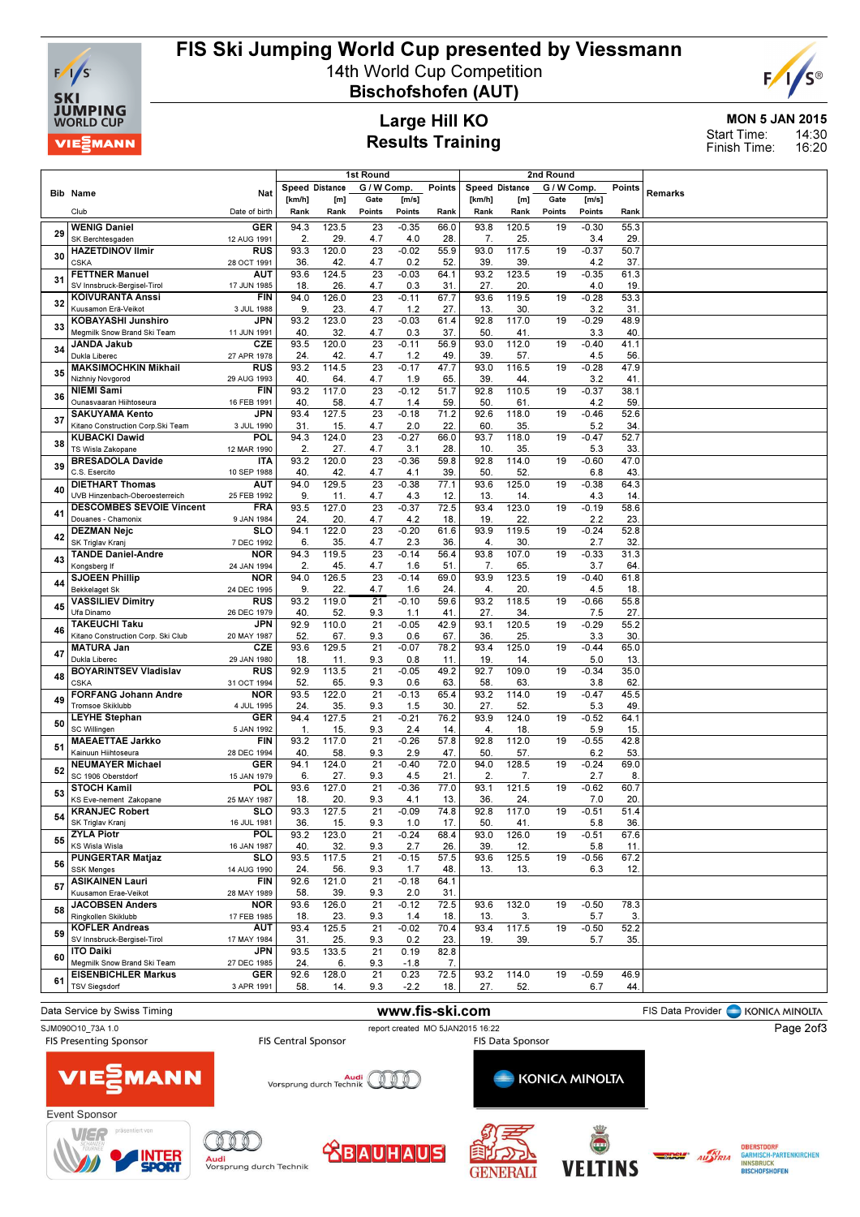# FIS Ski Jumping World Cup presented by Viessmann

14th World Cup Competition

**Bischofshofen (AUT)**

## Large Hill KO

## Results Training

MON 5 JAN 2015

Start Time: 14:30

Finish Time: 16:20

| Bib | Name / Club | Nat / Date of birth | 1st Round Speed [km/h] Rank | Distance [m] Rank | G/W Comp. Gate Points | [m/s] Points | Points Rank | 2nd Round Speed [km/h] Rank | Distance [m] Rank | G/W Comp. Gate Points | [m/s] Points | Points Rank | Remarks |
|---|---|---|---|---|---|---|---|---|---|---|---|---|---|
| 29 | WENIG Daniel / SK Berchtesgaden | GER / 12 AUG 1991 | 94.3 / 2. | 123.5 / 29. | 23 / 4.7 | -0.35 / 4.0 | 66.0 / 28. | 93.8 / 7. | 120.5 / 25. | 19 | -0.30 / 3.4 | 55.3 / 29. | |
| 30 | HAZETDINOV Ilmir / CSKA | RUS / 28 OCT 1991 | 93.3 / 36. | 120.0 / 42. | 23 / 4.7 | -0.02 / 0.2 | 55.9 / 52. | 93.0 / 39. | 117.5 / 39. | 19 | -0.37 / 4.2 | 50.7 / 37. | |
| 31 | FETTNER Manuel / SV Innsbruck-Bergisel-Tirol | AUT / 17 JUN 1985 | 93.6 / 18. | 124.5 / 26. | 23 / 4.7 | -0.03 / 0.3 | 64.1 / 31. | 93.2 / 27. | 123.5 / 20. | 19 | -0.35 / 4.0 | 61.3 / 19. | |
| 32 | KOIVURANTA Anssi / Kuusamon Erä-Veikot | FIN / 3 JUL 1988 | 94.0 / 9. | 126.0 / 23. | 23 / 4.7 | -0.11 / 1.2 | 67.7 / 27. | 93.6 / 13. | 119.5 / 30. | 19 | -0.28 / 3.2 | 53.3 / 31. | |
| 33 | KOBAYASHI Junshiro / Megmilk Snow Brand Ski Team | JPN / 11 JUN 1991 | 93.2 / 40. | 123.0 / 32. | 23 / 4.7 | -0.03 / 0.3 | 61.4 / 37. | 92.8 / 50. | 117.0 / 41. | 19 | -0.29 / 3.3 | 48.9 / 40. | |
| 34 | JANDA Jakub / Dukla Liberec | CZE / 27 APR 1978 | 93.5 / 24. | 120.0 / 42. | 23 / 4.7 | -0.11 / 1.2 | 56.9 / 49. | 93.0 / 39. | 112.0 / 57. | 19 | -0.40 / 4.5 | 41.1 / 56. | |
| 35 | MAKSIMOCHKIN Mikhail / Nizhniy Novgorod | RUS / 29 AUG 1993 | 93.2 / 40. | 114.5 / 64. | 23 / 4.7 | -0.17 / 1.9 | 47.7 / 65. | 93.0 / 39. | 116.5 / 44. | 19 | -0.28 / 3.2 | 47.9 / 41. | |
| 36 | NIEMI Sami / Ounasvaaran Hiihtoseura | FIN / 16 FEB 1991 | 93.2 / 40. | 117.0 / 58. | 23 / 4.7 | -0.12 / 1.4 | 51.7 / 59. | 92.8 / 50. | 110.5 / 61. | 19 | -0.37 / 4.2 | 38.1 / 59. | |
| 37 | SAKUYAMA Kento / Kitano Construction Corp.Ski Team | JPN / 3 JUL 1990 | 93.4 / 31. | 127.5 / 15. | 23 / 4.7 | -0.18 / 2.0 | 71.2 / 22. | 92.6 / 60. | 118.0 / 35. | 19 | -0.46 / 5.2 | 52.6 / 34. | |
| 38 | KUBACKI Dawid / TS Wisla Zakopane | POL / 12 MAR 1990 | 94.3 / 2. | 124.0 / 27. | 23 / 4.7 | -0.27 / 3.1 | 66.0 / 28. | 93.7 / 10. | 118.0 / 35. | 19 | -0.47 / 5.3 | 52.7 / 33. | |
| 39 | BRESADOLA Davide / C.S. Esercito | ITA / 10 SEP 1988 | 93.2 / 40. | 120.0 / 42. | 23 / 4.7 | -0.36 / 4.1 | 59.8 / 39. | 92.8 / 50. | 114.0 / 52. | 19 | -0.60 / 6.8 | 47.0 / 43. | |
| 40 | DIETHART Thomas / UVB Hinzenbach-Oberoesterreich | AUT / 25 FEB 1992 | 94.0 / 9. | 129.5 / 11. | 23 / 4.7 | -0.38 / 4.3 | 77.1 / 12. | 93.6 / 13. | 125.0 / 14. | 19 | -0.38 / 4.3 | 64.3 / 14. | |
| 41 | DESCOMBES SEVOIE Vincent / Douanes - Chamonix | FRA / 9 JAN 1984 | 93.5 / 24. | 127.0 / 20. | 23 / 4.7 | -0.37 / 4.2 | 72.5 / 18. | 93.4 / 19. | 123.0 / 22. | 19 | -0.19 / 2.2 | 58.6 / 23. | |
| 42 | DEZMAN Nejc / SK Triglav Kranj | SLO / 7 DEC 1992 | 94.1 / 6. | 122.0 / 35. | 23 / 4.7 | -0.20 / 2.3 | 61.6 / 36. | 93.9 / 4. | 119.5 / 30. | 19 | -0.24 / 2.7 | 52.8 / 32. | |
| 43 | TANDE Daniel-Andre / Kongsberg If | NOR / 24 JAN 1994 | 94.3 / 2. | 119.5 / 45. | 23 / 4.7 | -0.14 / 1.6 | 56.4 / 51. | 93.8 / 7. | 107.0 / 65. | 19 | -0.33 / 3.7 | 31.3 / 64. | |
| 44 | SJOEEN Phillip / Bekkelaget Sk | NOR / 24 DEC 1995 | 94.0 / 9. | 126.5 / 22. | 23 / 4.7 | -0.14 / 1.6 | 69.0 / 24. | 93.9 / 4. | 123.5 / 20. | 19 | -0.40 / 4.5 | 61.8 / 18. | |
| 45 | VASSILIEV Dimitry / Ufa Dinamo | RUS / 26 DEC 1979 | 93.2 / 40. | 119.0 / 52. | 21 / 9.3 | -0.10 / 1.1 | 59.6 / 41. | 93.2 / 27. | 118.5 / 34. | 19 | -0.66 / 7.5 | 55.8 / 27. | |
| 46 | TAKEUCHI Taku / Kitano Construction Corp. Ski Club | JPN / 20 MAY 1987 | 92.9 / 52. | 110.0 / 67. | 21 / 9.3 | -0.05 / 0.6 | 42.9 / 67. | 93.1 / 36. | 120.5 / 25. | 19 | -0.29 / 3.3 | 55.2 / 30. | |
| 47 | MATURA Jan / Dukla Liberec | CZE / 29 JAN 1980 | 93.6 / 18. | 129.5 / 11. | 21 / 9.3 | -0.07 / 0.8 | 78.2 / 11. | 93.4 / 19. | 125.0 / 14. | 19 | -0.44 / 5.0 | 65.0 / 13. | |
| 48 | BOYARINTSEV Vladislav / CSKA | RUS / 31 OCT 1994 | 92.9 / 52. | 113.5 / 65. | 21 / 9.3 | -0.05 / 0.6 | 49.2 / 63. | 92.7 / 58. | 109.0 / 63. | 19 | -0.34 / 3.8 | 35.0 / 62. | |
| 49 | FORFANG Johann Andre / Tromsoe Skiklubb | NOR / 4 JUL 1995 | 93.5 / 24. | 122.0 / 35. | 21 / 9.3 | -0.13 / 1.5 | 65.4 / 30. | 93.2 / 27. | 114.0 / 52. | 19 | -0.47 / 5.3 | 45.5 / 49. | |
| 50 | LEYHE Stephan / SC Willingen | GER / 5 JAN 1992 | 94.4 / 1. | 127.5 / 15. | 21 / 9.3 | -0.21 / 2.4 | 76.2 / 14. | 93.9 / 4. | 124.0 / 18. | 19 | -0.52 / 5.9 | 64.1 / 15. | |
| 51 | MAEAETTAE Jarkko / Kainuun Hiihtoseura | FIN / 28 DEC 1994 | 93.2 / 40. | 117.0 / 58. | 21 / 9.3 | -0.26 / 2.9 | 57.8 / 47. | 92.8 / 50. | 112.0 / 57. | 19 | -0.55 / 6.2 | 42.8 / 53. | |
| 52 | NEUMAYER Michael / SC 1906 Oberstdorf | GER / 15 JAN 1979 | 94.1 / 6. | 124.0 / 27. | 21 / 9.3 | -0.40 / 4.5 | 72.0 / 21. | 94.0 / 2. | 128.5 / 7. | 19 | -0.24 / 2.7 | 69.0 / 8. | |
| 53 | STOCH Kamil / KS Eve-nement Zakopane | POL / 25 MAY 1987 | 93.6 / 18. | 127.0 / 20. | 21 / 9.3 | -0.36 / 4.1 | 77.0 / 13. | 93.1 / 36. | 121.5 / 24. | 19 | -0.62 / 7.0 | 60.7 / 20. | |
| 54 | KRANJEC Robert / SK Triglav Kranj | SLO / 16 JUL 1981 | 93.3 / 36. | 127.5 / 15. | 21 / 9.3 | -0.09 / 1.0 | 74.8 / 17. | 92.8 / 50. | 117.0 / 41. | 19 | -0.51 / 5.8 | 51.4 / 36. | |
| 55 | ZYLA Piotr / KS Wisla Wisla | POL / 16 JAN 1987 | 93.2 / 40. | 123.0 / 32. | 21 / 9.3 | -0.24 / 2.7 | 68.4 / 26. | 93.0 / 39. | 126.0 / 12. | 19 | -0.51 / 5.8 | 67.6 / 11. | |
| 56 | PUNGERTAR Matjaz / SSK Menges | SLO / 14 AUG 1990 | 93.5 / 24. | 117.5 / 56. | 21 / 9.3 | -0.15 / 1.7 | 57.5 / 48. | 93.6 / 13. | 125.5 / 13. | 19 | -0.56 / 6.3 | 67.2 / 12. | |
| 57 | ASIKAINEN Lauri / Kuusamon Erae-Veikot | FIN / 28 MAY 1989 | 92.6 / 58. | 121.0 / 39. | 21 / 9.3 | -0.18 / 2.0 | 64.1 / 31. | | | | | | |
| 58 | JACOBSEN Anders / Ringkollen Skiklubb | NOR / 17 FEB 1985 | 93.6 / 18. | 126.0 / 23. | 21 / 9.3 | -0.12 / 1.4 | 72.5 / 18. | 93.6 / 13. | 132.0 / 3. | 19 | -0.50 / 5.7 | 78.3 / 3. | |
| 59 | KOFLER Andreas / SV Innsbruck-Bergisel-Tirol | AUT / 17 MAY 1984 | 93.4 / 31. | 125.5 / 25. | 21 / 9.3 | -0.02 / 0.2 | 70.4 / 23. | 93.4 / 19. | 117.5 / 39. | 19 | -0.50 / 5.7 | 52.2 / 35. | |
| 60 | ITO Daiki / Megmilk Snow Brand Ski Team | JPN / 27 DEC 1985 | 93.5 / 24. | 133.5 / 6. | 21 / 9.3 | 0.19 / -1.8 | 82.8 / 7. | | | | | | |
| 61 | EISENBICHLER Markus / TSV Siegsdorf | GER / 3 APR 1991 | 92.6 / 58. | 128.0 / 14. | 21 / 9.3 | 0.23 / -2.2 | 72.5 / 18. | 93.2 / 27. | 114.0 / 52. | 19 | -0.59 / 6.7 | 46.9 / 44. | |

Data Service by Swiss Timing — www.fis-ski.com — FIS Data Provider KONICA MINOLTA

SJM090O10_73A 1.0 — report created MO 5JAN2015 16:22

FIS Presenting Sponsor — FIS Central Sponsor — FIS Data Sponsor

Event Sponsor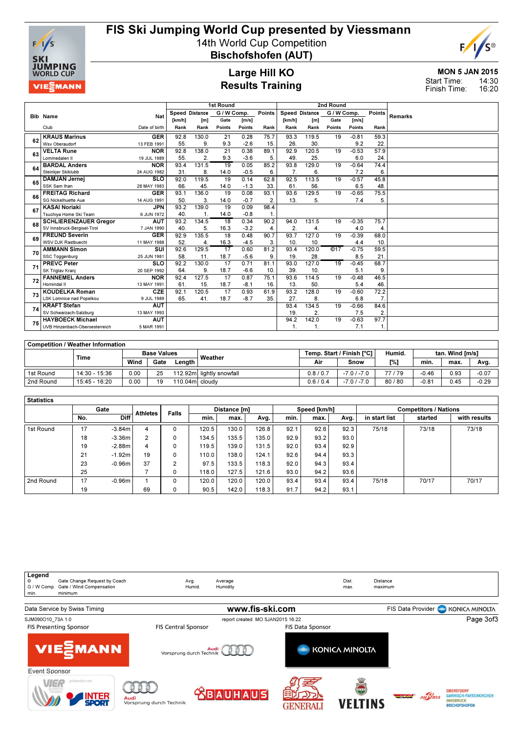# FIS Ski Jumping World Cup presented by Viessmann

14th World Cup Competition
**Bischofshofen (AUT)**

## Large Hill KO
## Results Training

**MON 5 JAN 2015**
Start Time: 14:30
Finish Time: 16:20

| Bib | Name / Club | Nat / Date of birth | 1st Round Speed [km/h] Rank | Distance [m] Rank | G / W Comp. Gate Points | [m/s] Points | Points Rank | 2nd Round Speed [km/h] Rank | Distance [m] Rank | G / W Comp. Gate Points | [m/s] Points | Points Rank | Remarks |
|---|---|---|---|---|---|---|---|---|---|---|---|---|---|
| 62 | KRAUS Marinus / Wsv Oberaudorf | GER / 13 FEB 1991 | 92.8 / 55. | 130.0 / 9. | 21 / 9.3 | 0.28 / -2.6 | 75.7 / 15. | 93.3 / 26. | 119.5 / 30. | 19 | -0.81 / 9.2 | 59.3 / 22. | |
| 63 | VELTA Rune / Lommedalen Il | NOR / 19 JUL 1989 | 92.8 / 55. | 138.0 / 2. | 21 / 9.3 | 0.38 / -3.6 | 89.1 / 5. | 92.9 / 49. | 120.5 / 25. | 19 | -0.53 / 6.0 | 57.9 / 24. | |
| 64 | BARDAL Anders / Steinkjer Skiklubb | NOR / 24 AUG 1982 | 93.4 / 31. | 131.5 / 8. | 19 / 14.0 | 0.05 / -0.5 | 85.2 / 6. | 93.8 / 7. | 129.0 / 6. | 19 | -0.64 / 7.2 | 74.4 / 6. | |
| 65 | DAMJAN Jernej / SSK Sam Ihan | SLO / 28 MAY 1983 | 92.0 / 66. | 119.5 / 45. | 19 / 14.0 | 0.14 / -1.3 | 62.8 / 33. | 92.5 / 61. | 113.5 / 56. | 19 | -0.57 / 6.5 | 45.8 / 48. | |
| 66 | FREITAG Richard / SG Nickelhuette Aue | GER / 14 AUG 1991 | 93.1 / 50. | 136.0 / 3. | 19 / 14.0 | 0.08 / -0.7 | 93.1 / 2. | 93.6 / 13. | 129.5 / 5. | 19 | -0.65 / 7.4 | 75.5 / 5. | |
| 67 | KASAI Noriaki / Tsuchiya Home Ski Team | JPN / 6 JUN 1972 | 93.2 / 40. | 139.0 / 1. | 19 / 14.0 | 0.09 / -0.8 | 98.4 / 1. | | | | | | |
| 68 | SCHLIERENZAUER Gregor / SV Innsbruck-Bergisel-Tirol | AUT / 7 JAN 1990 | 93.2 / 40. | 134.5 / 5. | 18 / 16.3 | 0.34 / -3.2 | 90.2 / 4. | 94.0 / 2. | 131.5 / 4. | 19 | -0.35 / 4.0 | 75.7 / 4. | |
| 69 | FREUND Severin / WSV DJK Rastbuechl | GER / 11 MAY 1988 | 92.9 / 52. | 135.5 / 4. | 18 / 16.3 | 0.48 / -4.5 | 90.7 / 3. | 93.7 / 10. | 127.0 / 10. | 19 | -0.39 / 4.4 | 68.0 / 10. | |
| 70 | AMMANN Simon / SSC Toggenburg | SUI / 25 JUN 1981 | 92.6 / 58. | 129.5 / 11. | 17 / 18.7 | 0.60 / -5.6 | 81.2 / 9. | 93.4 / 19. | 120.0 / 28. | ©17 | -0.75 / 8.5 | 59.5 / 21. | |
| 71 | PREVC Peter / SK Triglav Kranj | SLO / 20 SEP 1992 | 92.2 / 64. | 130.0 / 9. | 17 / 18.7 | 0.71 / -6.6 | 81.1 / 10. | 93.0 / 39. | 127.0 / 10. | 19 | -0.45 / 5.1 | 68.7 / 9. | |
| 72 | FANNEMEL Anders / Hornindal Il | NOR / 13 MAY 1991 | 92.4 / 61. | 127.5 / 15. | 17 / 18.7 | 0.87 / -8.1 | 75.1 / 16. | 93.6 / 13. | 114.5 / 50. | 19 | -0.48 / 5.4 | 46.5 / 46. | |
| 73 | KOUDELKA Roman / LSK Lomnice nad Popelkou | CZE / 9 JUL 1989 | 92.1 / 65. | 120.5 / 41. | 17 / 18.7 | 0.93 / -8.7 | 61.9 / 35. | 93.2 / 27. | 128.0 / 8. | 19 | -0.60 / 6.8 | 72.2 / 7. | |
| 74 | KRAFT Stefan / SV Schwarzach-Salzburg | AUT / 13 MAY 1993 | | | | | | 93.4 / 19. | 134.5 / 2. | 19 | -0.66 / 7.5 | 84.6 / 2. | |
| 75 | HAYBOECK Michael / UVB Hinzenbach-Oberoesterreich | AUT / 5 MAR 1991 | | | | | | 94.2 / 1. | 142.0 / 1. | 19 | -0.63 / 7.1 | 97.7 / 1. | |

### Competition / Weather Information

| | Time | Base Values Wind | Gate | Length | Weather | Temp. Start / Finish [°C] Air | Snow | Humid. [%] | tan. Wind [m/s] min. | max. | Avg. |
|---|---|---|---|---|---|---|---|---|---|---|---|
| 1st Round | 14:30 - 15:36 | 0.00 | 25 | 112.92m | lightly snowfall | 0.8 / 0.7 | -7.0 / -7.0 | 77 / 79 | -0.46 | 0.93 | -0.07 |
| 2nd Round | 15:45 - 16:20 | 0.00 | 19 | 110.04m | cloudy | 0.6 / 0.4 | -7.0 / -7.0 | 80 / 80 | -0.81 | 0.45 | -0.29 |

### Statistics

| | Gate No. | Diff | Athletes | Falls | Distance [m] min. | max. | Avg. | Speed [km/h] min. | max. | Avg. | Competitors / Nations in start list | started | with results |
|---|---|---|---|---|---|---|---|---|---|---|---|---|---|
| 1st Round | 17 | -3.84m | 4 | 0 | 120.5 | 130.0 | 126.8 | 92.1 | 92.6 | 92.3 | 75/18 | 73/18 | 73/18 |
| | 18 | -3.36m | 2 | 0 | 134.5 | 135.5 | 135.0 | 92.9 | 93.2 | 93.0 | | | |
| | 19 | -2.88m | 4 | 0 | 119.5 | 139.0 | 131.5 | 92.0 | 93.4 | 92.9 | | | |
| | 21 | -1.92m | 19 | 0 | 110.0 | 138.0 | 124.1 | 92.6 | 94.4 | 93.3 | | | |
| | 23 | -0.96m | 37 | 2 | 97.5 | 133.5 | 118.3 | 92.0 | 94.3 | 93.4 | | | |
| | 25 | | 7 | 0 | 118.0 | 127.5 | 121.6 | 93.0 | 94.2 | 93.6 | | | |
| 2nd Round | 17 | -0.96m | 1 | 0 | 120.0 | 120.0 | 120.0 | 93.4 | 93.4 | 93.4 | 75/18 | 70/17 | 70/17 |
| | 19 | | 69 | 0 | 90.5 | 142.0 | 118.3 | 91.7 | 94.2 | 93.1 | | | |

**Legend**
© Gate Change Request by Coach
G / W Comp. Gate / Wind Compensation
min. minimum
Avg. Average
Humid. Humidity
Dist. Distance
max. maximum

Data Service by Swiss Timing — www.fis-ski.com — FIS Data Provider KONICA MINOLTA

SJM090O10_73A 1.0 — report created MO 5JAN2015 16:22

FIS Presenting Sponsor: VIESSMANN — FIS Central Sponsor: Audi Vorsprung durch Technik — FIS Data Sponsor: KONICA MINOLTA

Event Sponsor: VIER SCHANZEN TOURNEE, INTERSPORT, Audi, BAUHAUS, GENERALI, VELTINS, OBERSTDORF GARMISCH-PARTENKIRCHEN INNSBRUCK BISCHOFSHOFEN